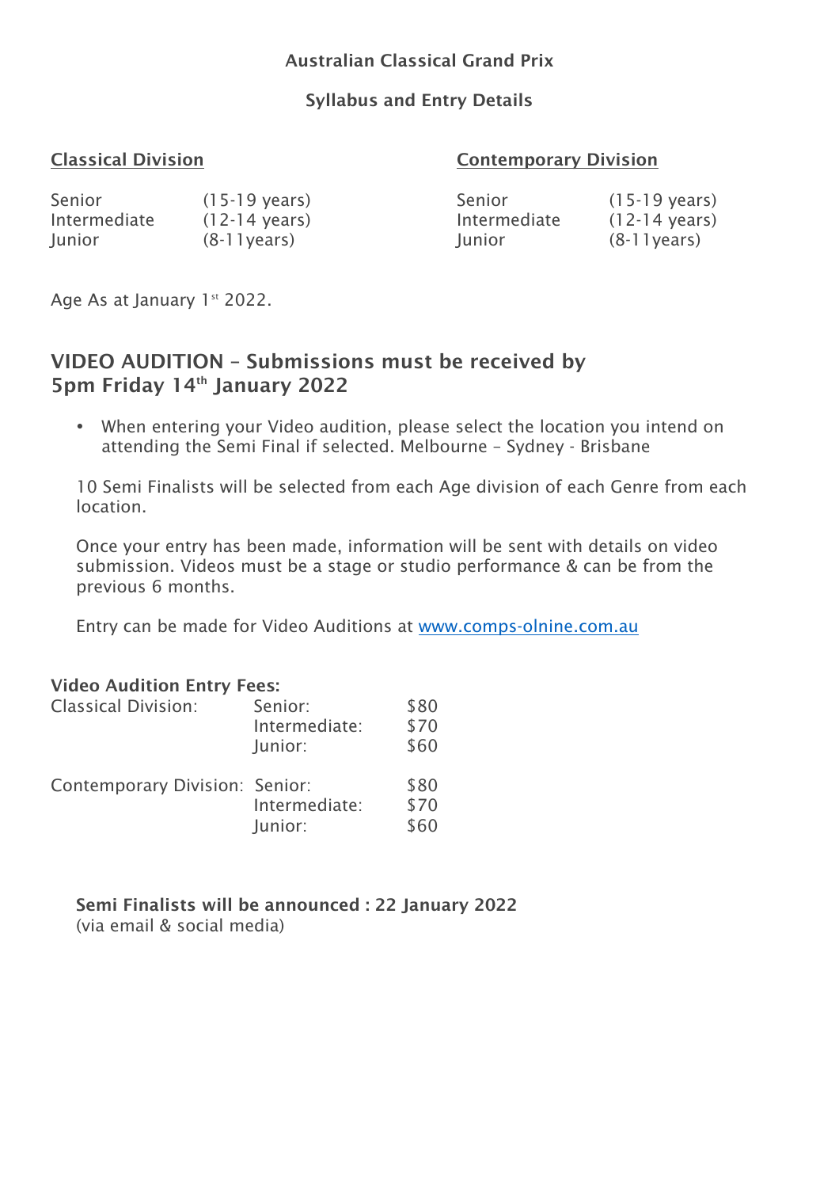# Australian Classical Grand Prix

## Syllabus and Entry Details

**Classical Division**

| | |
|---|---|
| Senior | (15-19 years) |
| Intermediate | (12-14 years) |
| Junior | (8-11years) |

**Contemporary Division**

| | |
|---|---|
| Senior | (15-19 years) |
| Intermediate | (12-14 years) |
| Junior | (8-11years) |

Age As at January 1st 2022.

## VIDEO AUDITION – Submissions must be received by 5pm Friday 14th January 2022

- When entering your Video audition, please select the location you intend on attending the Semi Final if selected. Melbourne – Sydney - Brisbane

10 Semi Finalists will be selected from each Age division of each Genre from each location.

Once your entry has been made, information will be sent with details on video submission. Videos must be a stage or studio performance & can be from the previous 6 months.

Entry can be made for Video Auditions at [www.comps-olnine.com.au](www.comps-olnine.com.au)

**Video Audition Entry Fees:**

| | | |
|---|---|---|
| Classical Division: | Senior: | $80 |
| | Intermediate: | $70 |
| | Junior: | $60 |
| Contemporary Division: | Senior: | $80 |
| | Intermediate: | $70 |
| | Junior: | $60 |

**Semi Finalists will be announced : 22 January 2022**
(via email & social media)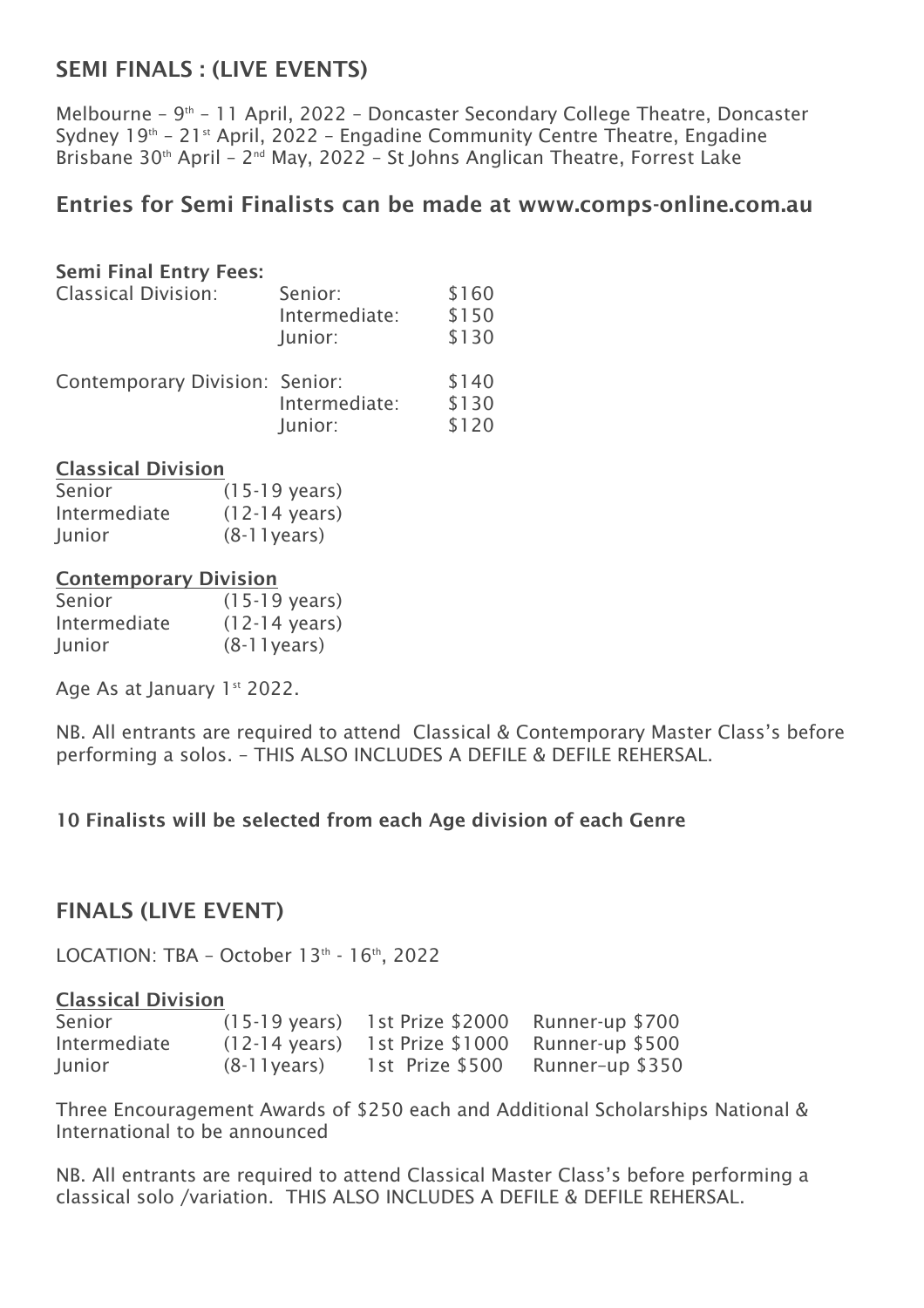## SEMI FINALS : (LIVE EVENTS)

Melbourne – 9th – 11 April, 2022 – Doncaster Secondary College Theatre, Doncaster
Sydney 19th – 21st April, 2022 – Engadine Community Centre Theatre, Engadine
Brisbane 30th April – 2nd May, 2022 – St Johns Anglican Theatre, Forrest Lake

### Entries for Semi Finalists can be made at www.comps-online.com.au

**Semi Final Entry Fees:**

| | | |
|---|---|---|
| Classical Division: | Senior: | $160 |
| | Intermediate: | $150 |
| | Junior: | $130 |
| Contemporary Division: | Senior: | $140 |
| | Intermediate: | $130 |
| | Junior: | $120 |

**Classical Division**

| | |
|---|---|
| Senior | (15-19 years) |
| Intermediate | (12-14 years) |
| Junior | (8-11years) |

**Contemporary Division**

| | |
|---|---|
| Senior | (15-19 years) |
| Intermediate | (12-14 years) |
| Junior | (8-11years) |

Age As at January 1st 2022.

NB. All entrants are required to attend Classical & Contemporary Master Class's before performing a solos. – THIS ALSO INCLUDES A DEFILE & DEFILE REHERSAL.

**10 Finalists will be selected from each Age division of each Genre**

## FINALS (LIVE EVENT)

LOCATION: TBA – October 13th - 16th, 2022

**Classical Division**

| | | | |
|---|---|---|---|
| Senior | (15-19 years) | 1st Prize $2000 | Runner-up $700 |
| Intermediate | (12-14 years) | 1st Prize $1000 | Runner-up $500 |
| Junior | (8-11years) | 1st Prize $500 | Runner-up $350 |

Three Encouragement Awards of $250 each and Additional Scholarships National & International to be announced

NB. All entrants are required to attend Classical Master Class's before performing a classical solo /variation. THIS ALSO INCLUDES A DEFILE & DEFILE REHERSAL.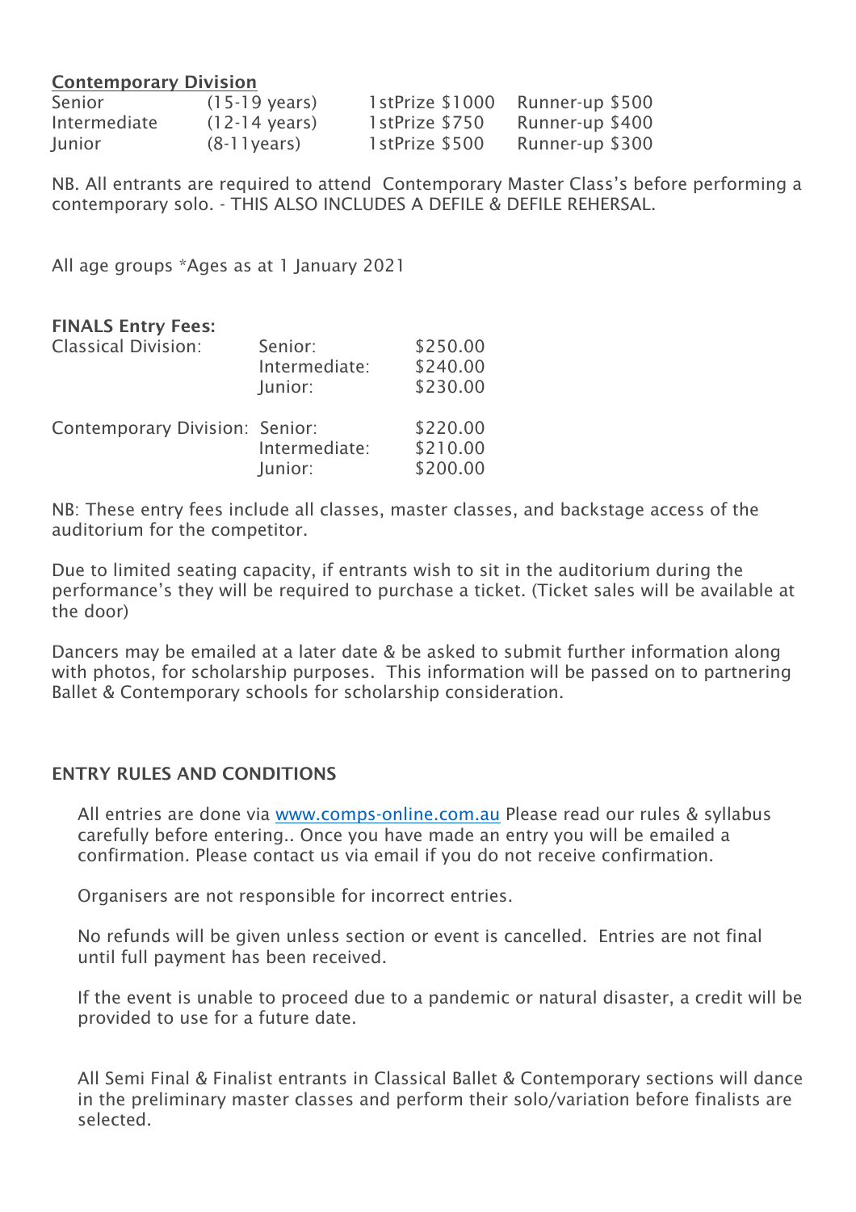**Contemporary Division**

| | | | |
|---|---|---|---|
| Senior | (15-19 years) | 1stPrize $1000 | Runner-up $500 |
| Intermediate | (12-14 years) | 1stPrize $750 | Runner-up $400 |
| Junior | (8-11years) | 1stPrize $500 | Runner-up $300 |

NB. All entrants are required to attend Contemporary Master Class's before performing a contemporary solo. - THIS ALSO INCLUDES A DEFILE & DEFILE REHERSAL.

All age groups *Ages as at 1 January 2021

**FINALS Entry Fees:**

| | | |
|---|---|---|
| Classical Division: | Senior: | $250.00 |
| | Intermediate: | $240.00 |
| | Junior: | $230.00 |
| Contemporary Division: | Senior: | $220.00 |
| | Intermediate: | $210.00 |
| | Junior: | $200.00 |

NB: These entry fees include all classes, master classes, and backstage access of the auditorium for the competitor.

Due to limited seating capacity, if entrants wish to sit in the auditorium during the performance's they will be required to purchase a ticket. (Ticket sales will be available at the door)

Dancers may be emailed at a later date & be asked to submit further information along with photos, for scholarship purposes. This information will be passed on to partnering Ballet & Contemporary schools for scholarship consideration.

**ENTRY RULES AND CONDITIONS**

All entries are done via www.comps-online.com.au Please read our rules & syllabus carefully before entering.. Once you have made an entry you will be emailed a confirmation. Please contact us via email if you do not receive confirmation.

Organisers are not responsible for incorrect entries.

No refunds will be given unless section or event is cancelled. Entries are not final until full payment has been received.

If the event is unable to proceed due to a pandemic or natural disaster, a credit will be provided to use for a future date.

All Semi Final & Finalist entrants in Classical Ballet & Contemporary sections will dance in the preliminary master classes and perform their solo/variation before finalists are selected.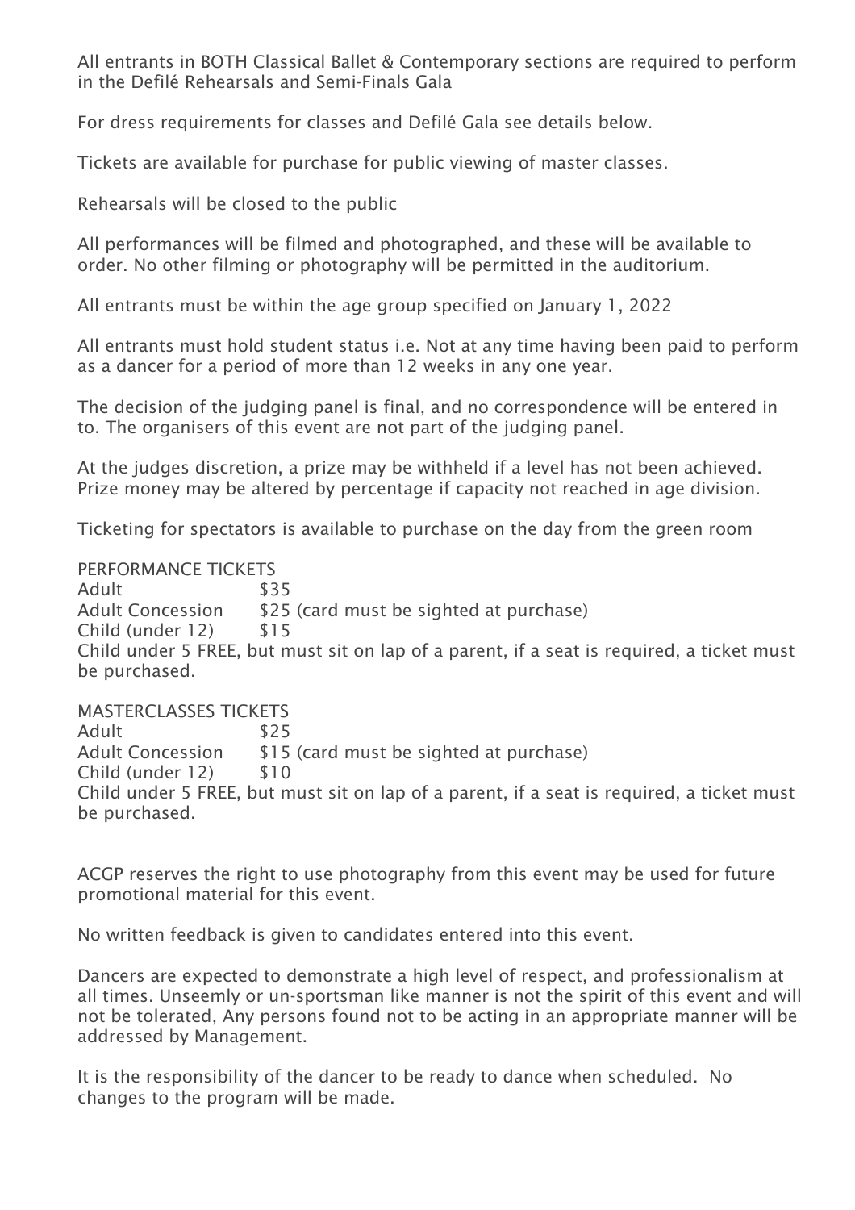All entrants in BOTH Classical Ballet & Contemporary sections are required to perform in the Defilé Rehearsals and Semi-Finals Gala

For dress requirements for classes and Defilé Gala see details below.

Tickets are available for purchase for public viewing of master classes.

Rehearsals will be closed to the public

All performances will be filmed and photographed, and these will be available to order. No other filming or photography will be permitted in the auditorium.

All entrants must be within the age group specified on January 1, 2022

All entrants must hold student status i.e. Not at any time having been paid to perform as a dancer for a period of more than 12 weeks in any one year.

The decision of the judging panel is final, and no correspondence will be entered in to. The organisers of this event are not part of the judging panel.

At the judges discretion, a prize may be withheld if a level has not been achieved. Prize money may be altered by percentage if capacity not reached in age division.

Ticketing for spectators is available to purchase on the day from the green room

PERFORMANCE TICKETS

| | |
|---|---|
| Adult | $35 |
| Adult Concession | $25 (card must be sighted at purchase) |
| Child (under 12) | $15 |

Child under 5 FREE, but must sit on lap of a parent, if a seat is required, a ticket must be purchased.

MASTERCLASSES TICKETS

| | |
|---|---|
| Adult | $25 |
| Adult Concession | $15 (card must be sighted at purchase) |
| Child (under 12) | $10 |

Child under 5 FREE, but must sit on lap of a parent, if a seat is required, a ticket must be purchased.

ACGP reserves the right to use photography from this event may be used for future promotional material for this event.

No written feedback is given to candidates entered into this event.

Dancers are expected to demonstrate a high level of respect, and professionalism at all times. Unseemly or un-sportsman like manner is not the spirit of this event and will not be tolerated, Any persons found not to be acting in an appropriate manner will be addressed by Management.

It is the responsibility of the dancer to be ready to dance when scheduled. No changes to the program will be made.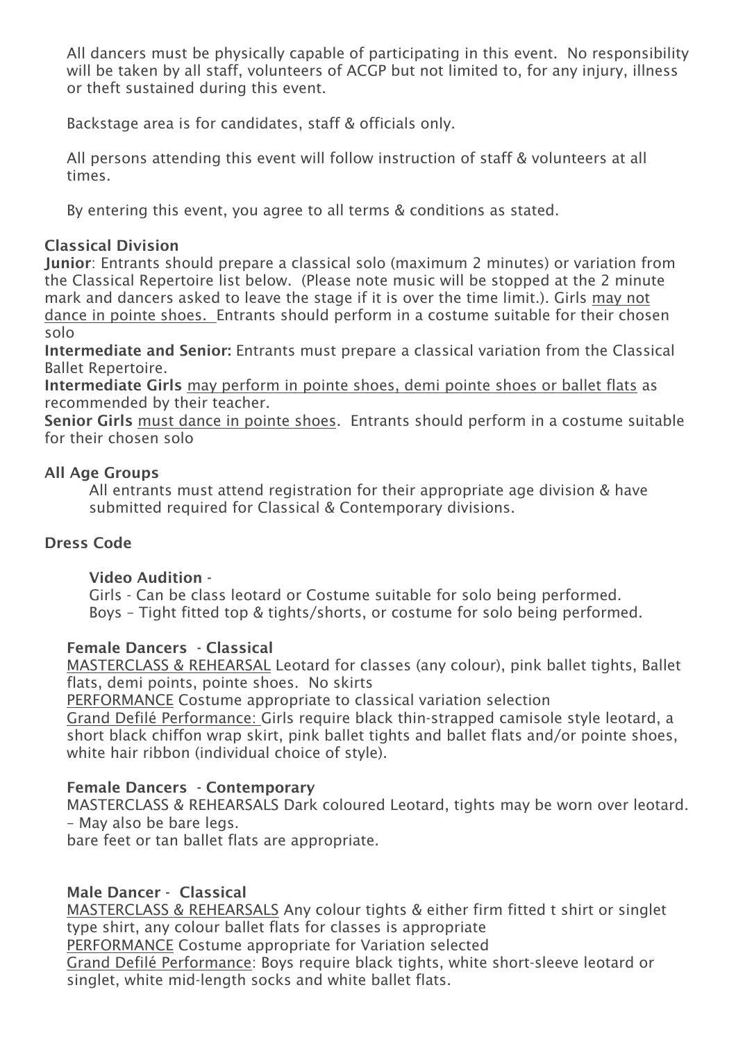All dancers must be physically capable of participating in this event. No responsibility will be taken by all staff, volunteers of ACGP but not limited to, for any injury, illness or theft sustained during this event.

Backstage area is for candidates, staff & officials only.

All persons attending this event will follow instruction of staff & volunteers at all times.

By entering this event, you agree to all terms & conditions as stated.

**Classical Division**

**Junior**: Entrants should prepare a classical solo (maximum 2 minutes) or variation from the Classical Repertoire list below. (Please note music will be stopped at the 2 minute mark and dancers asked to leave the stage if it is over the time limit.). Girls <u>may not dance in pointe shoes.</u> Entrants should perform in a costume suitable for their chosen solo

**Intermediate and Senior:** Entrants must prepare a classical variation from the Classical Ballet Repertoire.

**Intermediate Girls** <u>may perform in pointe shoes, demi pointe shoes or ballet flats</u> as recommended by their teacher.

**Senior Girls** <u>must dance in pointe shoes</u>. Entrants should perform in a costume suitable for their chosen solo

**All Age Groups**

All entrants must attend registration for their appropriate age division & have submitted required for Classical & Contemporary divisions.

**Dress Code**

**Video Audition** -

Girls - Can be class leotard or Costume suitable for solo being performed.
Boys – Tight fitted top & tights/shorts, or costume for solo being performed.

**Female Dancers - Classical**

<u>MASTERCLASS & REHEARSAL</u> Leotard for classes (any colour), pink ballet tights, Ballet flats, demi points, pointe shoes. No skirts

<u>PERFORMANCE</u> Costume appropriate to classical variation selection

<u>Grand Defilé Performance:</u> Girls require black thin-strapped camisole style leotard, a short black chiffon wrap skirt, pink ballet tights and ballet flats and/or pointe shoes, white hair ribbon (individual choice of style).

**Female Dancers - Contemporary**

MASTERCLASS & REHEARSALS Dark coloured Leotard, tights may be worn over leotard. – May also be bare legs.
bare feet or tan ballet flats are appropriate.

**Male Dancer - Classical**

<u>MASTERCLASS & REHEARSALS</u> Any colour tights & either firm fitted t shirt or singlet type shirt, any colour ballet flats for classes is appropriate

<u>PERFORMANCE</u> Costume appropriate for Variation selected

<u>Grand Defilé Performance</u>: Boys require black tights, white short-sleeve leotard or singlet, white mid-length socks and white ballet flats.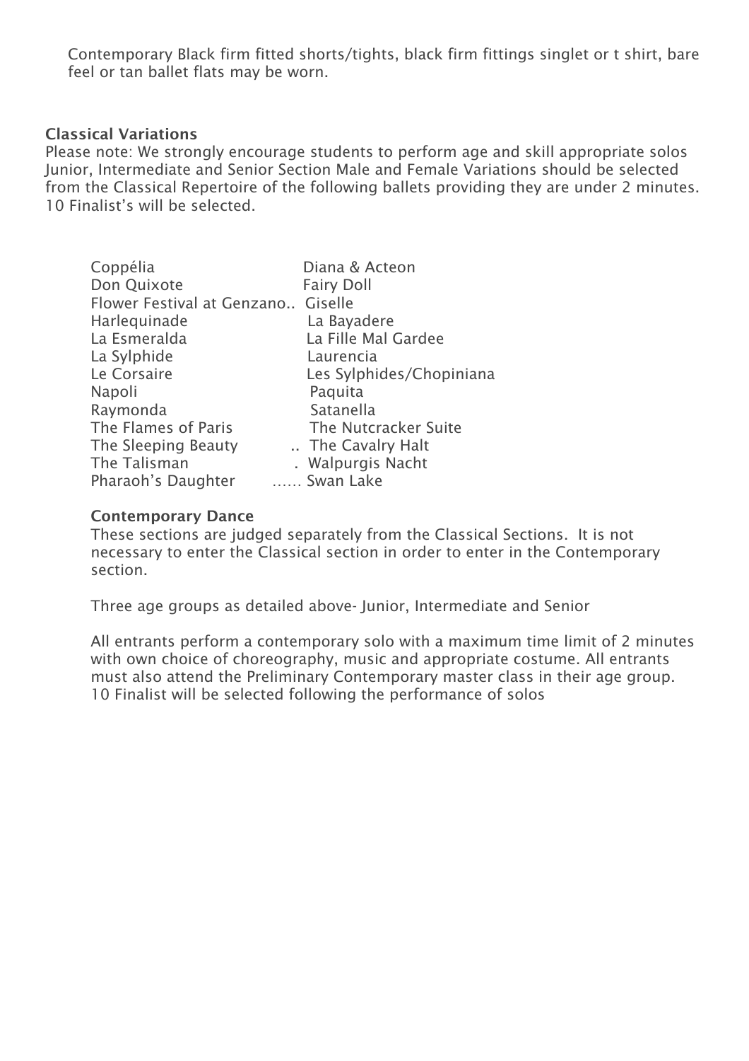Contemporary Black firm fitted shorts/tights, black firm fittings singlet or t shirt, bare feel or tan ballet flats may be worn.

**Classical Variations**

Please note: We strongly encourage students to perform age and skill appropriate solos Junior, Intermediate and Senior Section Male and Female Variations should be selected from the Classical Repertoire of the following ballets providing they are under 2 minutes. 10 Finalist's will be selected.

| | |
|---|---|
| Coppélia | Diana & Acteon |
| Don Quixote | Fairy Doll |
| Flower Festival at Genzano.. | Giselle |
| Harlequinade | La Bayadere |
| La Esmeralda | La Fille Mal Gardee |
| La Sylphide | Laurencia |
| Le Corsaire | Les Sylphides/Chopiniana |
| Napoli | Paquita |
| Raymonda | Satanella |
| The Flames of Paris | The Nutcracker Suite |
| The Sleeping Beauty | .. The Cavalry Halt |
| The Talisman | . Walpurgis Nacht |
| Pharaoh's Daughter | …… Swan Lake |

**Contemporary Dance**

These sections are judged separately from the Classical Sections. It is not necessary to enter the Classical section in order to enter in the Contemporary section.

Three age groups as detailed above- Junior, Intermediate and Senior

All entrants perform a contemporary solo with a maximum time limit of 2 minutes with own choice of choreography, music and appropriate costume. All entrants must also attend the Preliminary Contemporary master class in their age group. 10 Finalist will be selected following the performance of solos